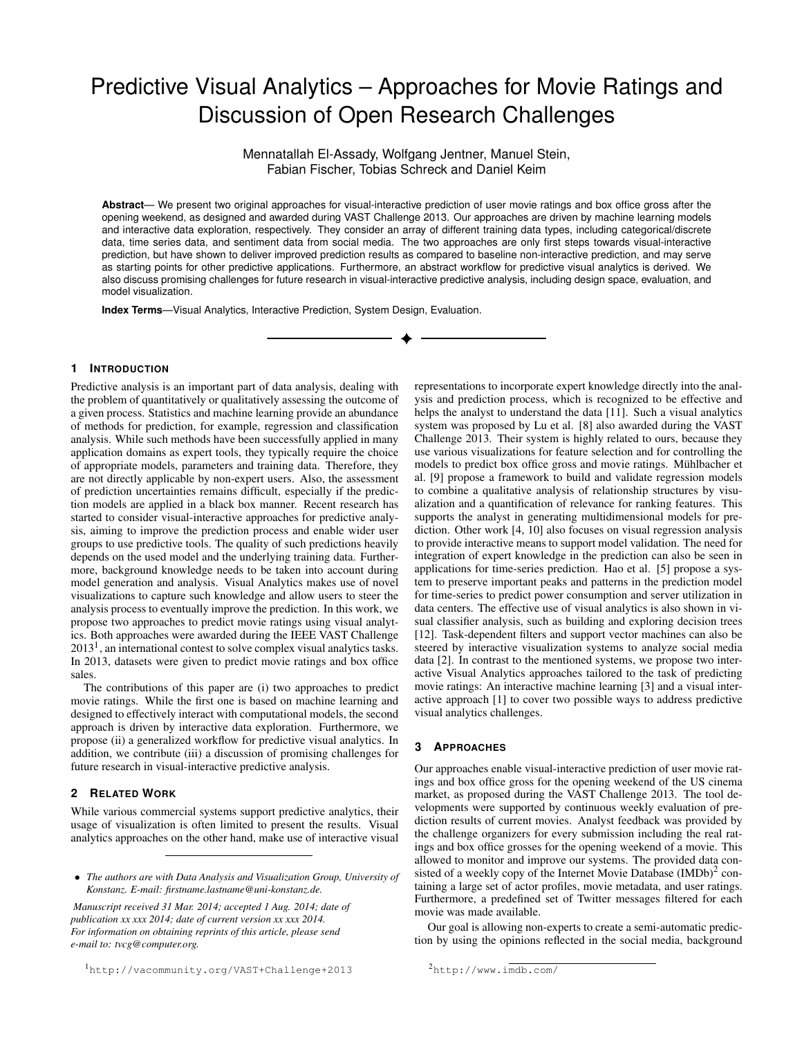# Predictive Visual Analytics – Approaches for Movie Ratings and Discussion of Open Research Challenges

Mennatallah El-Assady, Wolfgang Jentner, Manuel Stein, Fabian Fischer, Tobias Schreck and Daniel Keim

**Abstract**— We present two original approaches for visual-interactive prediction of user movie ratings and box office gross after the opening weekend, as designed and awarded during VAST Challenge 2013. Our approaches are driven by machine learning models and interactive data exploration, respectively. They consider an array of different training data types, including categorical/discrete data, time series data, and sentiment data from social media. The two approaches are only first steps towards visual-interactive prediction, but have shown to deliver improved prediction results as compared to baseline non-interactive prediction, and may serve as starting points for other predictive applications. Furthermore, an abstract workflow for predictive visual analytics is derived. We also discuss promising challenges for future research in visual-interactive predictive analysis, including design space, evaluation, and model visualization.

**Index Terms**—Visual Analytics, Interactive Prediction, System Design, Evaluation.

## 1 Introduction

Predictive analysis is an important part of data analysis, dealing with the problem of quantitatively or qualitatively assessing the outcome of a given process. Statistics and machine learning provide an abundance of methods for prediction, for example, regression and classification analysis. While such methods have been successfully applied in many application domains as expert tools, they typically require the choice of appropriate models, parameters and training data. Therefore, they are not directly applicable by non-expert users. Also, the assessment of prediction uncertainties remains difficult, especially if the prediction models are applied in a black box manner. Recent research has started to consider visual-interactive approaches for predictive analysis, aiming to improve the prediction process and enable wider user groups to use predictive tools. The quality of such predictions heavily depends on the used model and the underlying training data. Furthermore, background knowledge needs to be taken into account during model generation and analysis. Visual Analytics makes use of novel visualizations to capture such knowledge and allow users to steer the analysis process to eventually improve the prediction. In this work, we propose two approaches to predict movie ratings using visual analytics. Both approaches were awarded during the IEEE VAST Challenge 2013[1], an international contest to solve complex visual analytics tasks. In 2013, datasets were given to predict movie ratings and box office sales.

The contributions of this paper are (i) two approaches to predict movie ratings. While the first one is based on machine learning and designed to effectively interact with computational models, the second approach is driven by interactive data exploration. Furthermore, we propose (ii) a generalized workflow for predictive visual analytics. In addition, we contribute (iii) a discussion of promising challenges for future research in visual-interactive predictive analysis.

## 2 Related Work

While various commercial systems support predictive analytics, their usage of visualization is often limited to present the results. Visual analytics approaches on the other hand, make use of interactive visual representations to incorporate expert knowledge directly into the analysis and prediction process, which is recognized to be effective and helps the analyst to understand the data [11]. Such a visual analytics system was proposed by Lu et al. [8] also awarded during the VAST Challenge 2013. Their system is highly related to ours, because they use various visualizations for feature selection and for controlling the models to predict box office gross and movie ratings. Mühlbacher et al. [9] propose a framework to build and validate regression models to combine a qualitative analysis of relationship structures by visualization and a quantification of relevance for ranking features. This supports the analyst in generating multidimensional models for prediction. Other work [4, 10] also focuses on visual regression analysis to provide interactive means to support model validation. The need for integration of expert knowledge in the prediction can also be seen in applications for time-series prediction. Hao et al. [5] propose a system to preserve important peaks and patterns in the prediction model for time-series to predict power consumption and server utilization in data centers. The effective use of visual analytics is also shown in visual classifier analysis, such as building and exploring decision trees [12]. Task-dependent filters and support vector machines can also be steered by interactive visualization systems to analyze social media data [2]. In contrast to the mentioned systems, we propose two interactive Visual Analytics approaches tailored to the task of predicting movie ratings: An interactive machine learning [3] and a visual interactive approach [1] to cover two possible ways to address predictive visual analytics challenges.

## 3 Approaches

Our approaches enable visual-interactive prediction of user movie ratings and box office gross for the opening weekend of the US cinema market, as proposed during the VAST Challenge 2013. The tool developments were supported by continuous weekly evaluation of prediction results of current movies. Analyst feedback was provided by the challenge organizers for every submission including the real ratings and box office grosses for the opening weekend of a movie. This allowed to monitor and improve our systems. The provided data consisted of a weekly copy of the Internet Movie Database (IMDb)[2] containing a large set of actor profiles, movie metadata, and user ratings. Furthermore, a predefined set of Twitter messages filtered for each movie was made available.

Our goal is allowing non-experts to create a semi-automatic prediction by using the opinions reflected in the social media, background

---

- *The authors are with Data Analysis and Visualization Group, University of Konstanz. E-mail: firstname.lastname@uni-konstanz.de.*

*Manuscript received 31 Mar. 2014; accepted 1 Aug. 2014; date of publication xx xxx 2014; date of current version xx xxx 2014. For information on obtaining reprints of this article, please send e-mail to: tvcg@computer.org.*

[1] `http://vacommunity.org/VAST+Challenge+2013`

[2] `http://www.imdb.com/`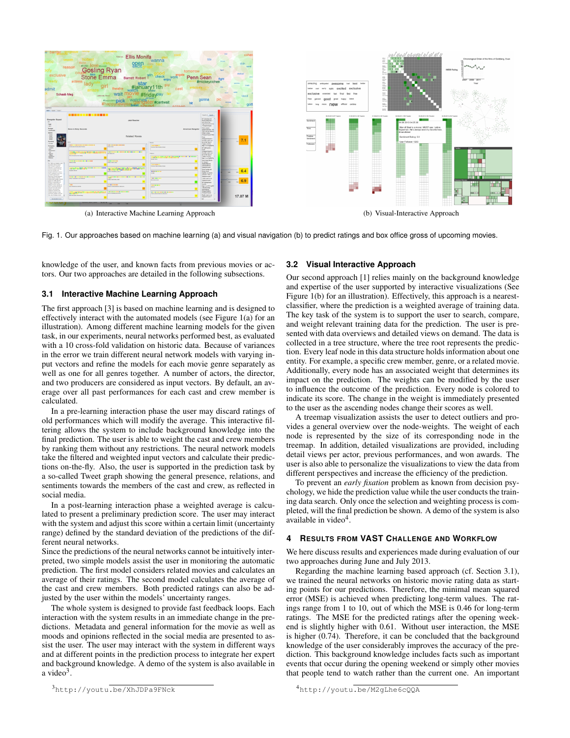(a) Interactive Machine Learning Approach

(b) Visual-Interactive Approach

Fig. 1. Our approaches based on machine learning (a) and visual navigation (b) to predict ratings and box office gross of upcoming movies.

knowledge of the user, and known facts from previous movies or actors. Our two approaches are detailed in the following subsections.

### 3.1 Interactive Machine Learning Approach

The first approach [3] is based on machine learning and is designed to effectively interact with the automated models (see Figure 1(a) for an illustration). Among different machine learning models for the given task, in our experiments, neural networks performed best, as evaluated with a 10 cross-fold validation on historic data. Because of variances in the error we train different neural network models with varying input vectors and refine the models for each movie genre separately as well as one for all genres together. A number of actors, the director, and two producers are considered as input vectors. By default, an average over all past performances for each cast and crew member is calculated.

In a pre-learning interaction phase the user may discard ratings of old performances which will modify the average. This interactive filtering allows the system to include background knowledge into the final prediction. The user is able to weight the cast and crew members by ranking them without any restrictions. The neural network models take the filtered and weighted input vectors and calculate their predictions on-the-fly. Also, the user is supported in the prediction task by a so-called Tweet graph showing the general presence, relations, and sentiments towards the members of the cast and crew, as reflected in social media.

In a post-learning interaction phase a weighted average is calculated to present a preliminary prediction score. The user may interact with the system and adjust this score within a certain limit (uncertainty range) defined by the standard deviation of the predictions of the different neural networks.
Since the predictions of the neural networks cannot be intuitively interpreted, two simple models assist the user in monitoring the automatic prediction. The first model considers related movies and calculates an average of their ratings. The second model calculates the average of the cast and crew members. Both predicted ratings can also be adjusted by the user within the models' uncertainty ranges.

The whole system is designed to provide fast feedback loops. Each interaction with the system results in an immediate change in the predictions. Metadata and general information for the movie as well as moods and opinions reflected in the social media are presented to assist the user. The user may interact with the system in different ways and at different points in the prediction process to integrate her expert and background knowledge. A demo of the system is also available in a video[3].

[3] http://youtu.be/XhJDPa9FNck

### 3.2 Visual Interactive Approach

Our second approach [1] relies mainly on the background knowledge and expertise of the user supported by interactive visualizations (See Figure 1(b) for an illustration). Effectively, this approach is a nearest-classifier, where the prediction is a weighted average of training data. The key task of the system is to support the user to search, compare, and weight relevant training data for the prediction. The user is presented with data overviews and detailed views on demand. The data is collected in a tree structure, where the tree root represents the prediction. Every leaf node in this data structure holds information about one entity. For example, a specific crew member, genre, or a related movie. Additionally, every node has an associated weight that determines its impact on the prediction. The weights can be modified by the user to influence the outcome of the prediction. Every node is colored to indicate its score. The change in the weight is immediately presented to the user as the ascending nodes change their scores as well.

A treemap visualization assists the user to detect outliers and provides a general overview over the node-weights. The weight of each node is represented by the size of its corresponding node in the treemap. In addition, detailed visualizations are provided, including detail views per actor, previous performances, and won awards. The user is also able to personalize the visualizations to view the data from different perspectives and increase the efficiency of the prediction.

To prevent an *early fixation* problem as known from decision psychology, we hide the prediction value while the user conducts the training data search. Only once the selection and weighting process is completed, will the final prediction be shown. A demo of the system is also available in video[4].

[4] http://youtu.be/M2gLhe6cQQA

## 4 Results from VAST Challenge and Workflow

We here discuss results and experiences made during evaluation of our two approaches during June and July 2013.

Regarding the machine learning based approach (cf. Section 3.1), we trained the neural networks on historic movie rating data as starting points for our predictions. Therefore, the minimal mean squared error (MSE) is achieved when predicting long-term values. The ratings range from 1 to 10, out of which the MSE is 0.46 for long-term ratings. The MSE for the predicted ratings after the opening weekend is slightly higher with 0.61. Without user interaction, the MSE is higher (0.74). Therefore, it can be concluded that the background knowledge of the user considerably improves the accuracy of the prediction. This background knowledge includes facts such as important events that occur during the opening weekend or simply other movies that people tend to watch rather than the current one. An important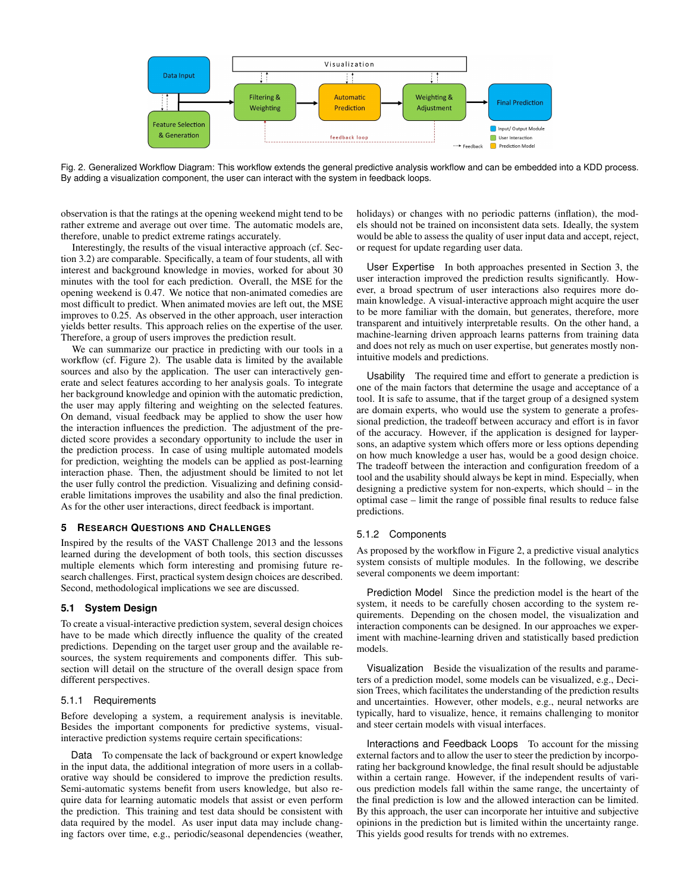Fig. 2. Generalized Workflow Diagram: This workflow extends the general predictive analysis workflow and can be embedded into a KDD process. By adding a visualization component, the user can interact with the system in feedback loops.

observation is that the ratings at the opening weekend might tend to be rather extreme and average out over time. The automatic models are, therefore, unable to predict extreme ratings accurately.

Interestingly, the results of the visual interactive approach (cf. Section 3.2) are comparable. Specifically, a team of four students, all with interest and background knowledge in movies, worked for about 30 minutes with the tool for each prediction. Overall, the MSE for the opening weekend is 0.47. We notice that non-animated comedies are most difficult to predict. When animated movies are left out, the MSE improves to 0.25. As observed in the other approach, user interaction yields better results. This approach relies on the expertise of the user. Therefore, a group of users improves the prediction result.

We can summarize our practice in predicting with our tools in a workflow (cf. Figure 2). The usable data is limited by the available sources and also by the application. The user can interactively generate and select features according to her analysis goals. To integrate her background knowledge and opinion with the automatic prediction, the user may apply filtering and weighting on the selected features. On demand, visual feedback may be applied to show the user how the interaction influences the prediction. The adjustment of the predicted score provides a secondary opportunity to include the user in the prediction process. In case of using multiple automated models for prediction, weighting the models can be applied as post-learning interaction phase. Then, the adjustment should be limited to not let the user fully control the prediction. Visualizing and defining considerable limitations improves the usability and also the final prediction. As for the other user interactions, direct feedback is important.

## 5 Research Questions and Challenges

Inspired by the results of the VAST Challenge 2013 and the lessons learned during the development of both tools, this section discusses multiple elements which form interesting and promising future research challenges. First, practical system design choices are described. Second, methodological implications we see are discussed.

### 5.1 System Design

To create a visual-interactive prediction system, several design choices have to be made which directly influence the quality of the created predictions. Depending on the target user group and the available resources, the system requirements and components differ. This subsection will detail on the structure of the overall design space from different perspectives.

#### 5.1.1 Requirements

Before developing a system, a requirement analysis is inevitable. Besides the important components for predictive systems, visual-interactive prediction systems require certain specifications:

**Data** To compensate the lack of background or expert knowledge in the input data, the additional integration of more users in a collaborative way should be considered to improve the prediction results. Semi-automatic systems benefit from users knowledge, but also require data for learning automatic models that assist or even perform the prediction. This training and test data should be consistent with data required by the model. As user input data may include changing factors over time, e.g., periodic/seasonal dependencies (weather, holidays) or changes with no periodic patterns (inflation), the models should not be trained on inconsistent data sets. Ideally, the system would be able to assess the quality of user input data and accept, reject, or request for update regarding user data.

**User Expertise** In both approaches presented in Section 3, the user interaction improved the prediction results significantly. However, a broad spectrum of user interactions also requires more domain knowledge. A visual-interactive approach might acquire the user to be more familiar with the domain, but generates, therefore, more transparent and intuitively interpretable results. On the other hand, a machine-learning driven approach learns patterns from training data and does not rely as much on user expertise, but generates mostly non-intuitive models and predictions.

**Usability** The required time and effort to generate a prediction is one of the main factors that determine the usage and acceptance of a tool. It is safe to assume, that if the target group of a designed system are domain experts, who would use the system to generate a professional prediction, the tradeoff between accuracy and effort is in favor of the accuracy. However, if the application is designed for laypersons, an adaptive system which offers more or less options depending on how much knowledge a user has, would be a good design choice. The tradeoff between the interaction and configuration freedom of a tool and the usability should always be kept in mind. Especially, when designing a predictive system for non-experts, which should – in the optimal case – limit the range of possible final results to reduce false predictions.

#### 5.1.2 Components

As proposed by the workflow in Figure 2, a predictive visual analytics system consists of multiple modules. In the following, we describe several components we deem important:

**Prediction Model** Since the prediction model is the heart of the system, it needs to be carefully chosen according to the system requirements. Depending on the chosen model, the visualization and interaction components can be designed. In our approaches we experiment with machine-learning driven and statistically based prediction models.

**Visualization** Beside the visualization of the results and parameters of a prediction model, some models can be visualized, e.g., Decision Trees, which facilitates the understanding of the prediction results and uncertainties. However, other models, e.g., neural networks are typically, hard to visualize, hence, it remains challenging to monitor and steer certain models with visual interfaces.

**Interactions and Feedback Loops** To account for the missing external factors and to allow the user to steer the prediction by incorporating her background knowledge, the final result should be adjustable within a certain range. However, if the independent results of various prediction models fall within the same range, the uncertainty of the final prediction is low and the allowed interaction can be limited. By this approach, the user can incorporate her intuitive and subjective opinions in the prediction but is limited within the uncertainty range. This yields good results for trends with no extremes.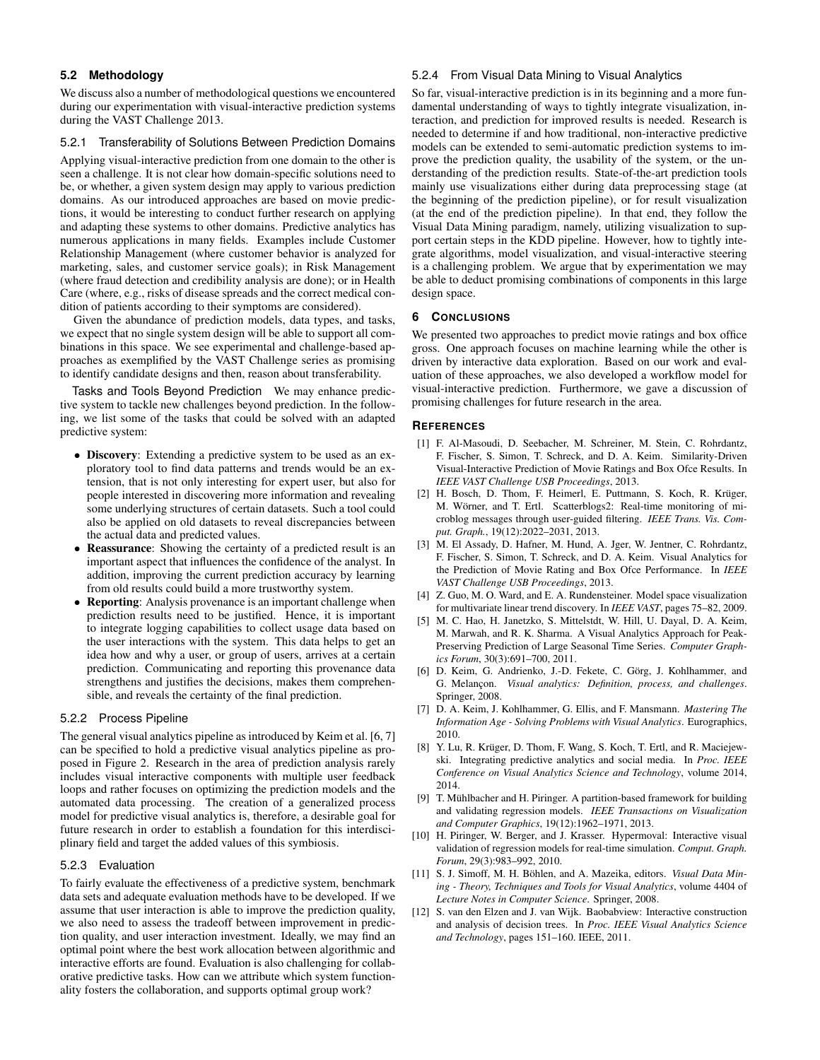## 5.2 Methodology

We discuss also a number of methodological questions we encountered during our experimentation with visual-interactive prediction systems during the VAST Challenge 2013.

### 5.2.1 Transferability of Solutions Between Prediction Domains

Applying visual-interactive prediction from one domain to the other is seen a challenge. It is not clear how domain-specific solutions need to be, or whether, a given system design may apply to various prediction domains. As our introduced approaches are based on movie predictions, it would be interesting to conduct further research on applying and adapting these systems to other domains. Predictive analytics has numerous applications in many fields. Examples include Customer Relationship Management (where customer behavior is analyzed for marketing, sales, and customer service goals); in Risk Management (where fraud detection and credibility analysis are done); or in Health Care (where, e.g., risks of disease spreads and the correct medical condition of patients according to their symptoms are considered).

Given the abundance of prediction models, data types, and tasks, we expect that no single system design will be able to support all combinations in this space. We see experimental and challenge-based approaches as exemplified by the VAST Challenge series as promising to identify candidate designs and then, reason about transferability.

**Tasks and Tools Beyond Prediction** We may enhance predictive system to tackle new challenges beyond prediction. In the following, we list some of the tasks that could be solved with an adapted predictive system:

- **Discovery**: Extending a predictive system to be used as an exploratory tool to find data patterns and trends would be an extension, that is not only interesting for expert user, but also for people interested in discovering more information and revealing some underlying structures of certain datasets. Such a tool could also be applied on old datasets to reveal discrepancies between the actual data and predicted values.
- **Reassurance**: Showing the certainty of a predicted result is an important aspect that influences the confidence of the analyst. In addition, improving the current prediction accuracy by learning from old results could build a more trustworthy system.
- **Reporting**: Analysis provenance is an important challenge when prediction results need to be justified. Hence, it is important to integrate logging capabilities to collect usage data based on the user interactions with the system. This data helps to get an idea how and why a user, or group of users, arrives at a certain prediction. Communicating and reporting this provenance data strengthens and justifies the decisions, makes them comprehensible, and reveals the certainty of the final prediction.

### 5.2.2 Process Pipeline

The general visual analytics pipeline as introduced by Keim et al. [6, 7] can be specified to hold a predictive visual analytics pipeline as proposed in Figure 2. Research in the area of prediction analysis rarely includes visual interactive components with multiple user feedback loops and rather focuses on optimizing the prediction models and the automated data processing. The creation of a generalized process model for predictive visual analytics is, therefore, a desirable goal for future research in order to establish a foundation for this interdisciplinary field and target the added values of this symbiosis.

### 5.2.3 Evaluation

To fairly evaluate the effectiveness of a predictive system, benchmark data sets and adequate evaluation methods have to be developed. If we assume that user interaction is able to improve the prediction quality, we also need to assess the tradeoff between improvement in prediction quality, and user interaction investment. Ideally, we may find an optimal point where the best work allocation between algorithmic and interactive efforts are found. Evaluation is also challenging for collaborative predictive tasks. How can we attribute which system functionality fosters the collaboration, and supports optimal group work?

### 5.2.4 From Visual Data Mining to Visual Analytics

So far, visual-interactive prediction is in its beginning and a more fundamental understanding of ways to tightly integrate visualization, interaction, and prediction for improved results is needed. Research is needed to determine if and how traditional, non-interactive predictive models can be extended to semi-automatic prediction systems to improve the prediction quality, the usability of the system, or the understanding of the prediction results. State-of-the-art prediction tools mainly use visualizations either during data preprocessing stage (at the beginning of the prediction pipeline), or for result visualization (at the end of the prediction pipeline). In that end, they follow the Visual Data Mining paradigm, namely, utilizing visualization to support certain steps in the KDD pipeline. However, how to tightly integrate algorithms, model visualization, and visual-interactive steering is a challenging problem. We argue that by experimentation we may be able to deduct promising combinations of components in this large design space.

## 6 Conclusions

We presented two approaches to predict movie ratings and box office gross. One approach focuses on machine learning while the other is driven by interactive data exploration. Based on our work and evaluation of these approaches, we also developed a workflow model for visual-interactive prediction. Furthermore, we gave a discussion of promising challenges for future research in the area.

## References

[1] F. Al-Masoudi, D. Seebacher, M. Schreiner, M. Stein, C. Rohrdantz, F. Fischer, S. Simon, T. Schreck, and D. A. Keim. Similarity-Driven Visual-Interactive Prediction of Movie Ratings and Box Ofce Results. In *IEEE VAST Challenge USB Proceedings*, 2013.

[2] H. Bosch, D. Thom, F. Heimerl, E. Puttmann, S. Koch, R. Krüger, M. Wörner, and T. Ertl. Scatterblogs2: Real-time monitoring of microblog messages through user-guided filtering. *IEEE Trans. Vis. Comput. Graph.*, 19(12):2022–2031, 2013.

[3] M. El Assady, D. Hafner, M. Hund, A. Jger, W. Jentner, C. Rohrdantz, F. Fischer, S. Simon, T. Schreck, and D. A. Keim. Visual Analytics for the Prediction of Movie Rating and Box Ofce Performance. In *IEEE VAST Challenge USB Proceedings*, 2013.

[4] Z. Guo, M. O. Ward, and E. A. Rundensteiner. Model space visualization for multivariate linear trend discovery. In *IEEE VAST*, pages 75–82, 2009.

[5] M. C. Hao, H. Janetzko, S. Mittelstdt, W. Hill, U. Dayal, D. A. Keim, M. Marwah, and R. K. Sharma. A Visual Analytics Approach for Peak-Preserving Prediction of Large Seasonal Time Series. *Computer Graphics Forum*, 30(3):691–700, 2011.

[6] D. Keim, G. Andrienko, J.-D. Fekete, C. Görg, J. Kohlhammer, and G. Melançon. *Visual analytics: Definition, process, and challenges*. Springer, 2008.

[7] D. A. Keim, J. Kohlhammer, G. Ellis, and F. Mansmann. *Mastering The Information Age - Solving Problems with Visual Analytics*. Eurographics, 2010.

[8] Y. Lu, R. Krüger, D. Thom, F. Wang, S. Koch, T. Ertl, and R. Maciejewski. Integrating predictive analytics and social media. In *Proc. IEEE Conference on Visual Analytics Science and Technology*, volume 2014, 2014.

[9] T. Mühlbacher and H. Piringer. A partition-based framework for building and validating regression models. *IEEE Transactions on Visualization and Computer Graphics*, 19(12):1962–1971, 2013.

[10] H. Piringer, W. Berger, and J. Krasser. Hypermoval: Interactive visual validation of regression models for real-time simulation. *Comput. Graph. Forum*, 29(3):983–992, 2010.

[11] S. J. Simoff, M. H. Böhlen, and A. Mazeika, editors. *Visual Data Mining - Theory, Techniques and Tools for Visual Analytics*, volume 4404 of *Lecture Notes in Computer Science*. Springer, 2008.

[12] S. van den Elzen and J. van Wijk. Baobabview: Interactive construction and analysis of decision trees. In *Proc. IEEE Visual Analytics Science and Technology*, pages 151–160. IEEE, 2011.